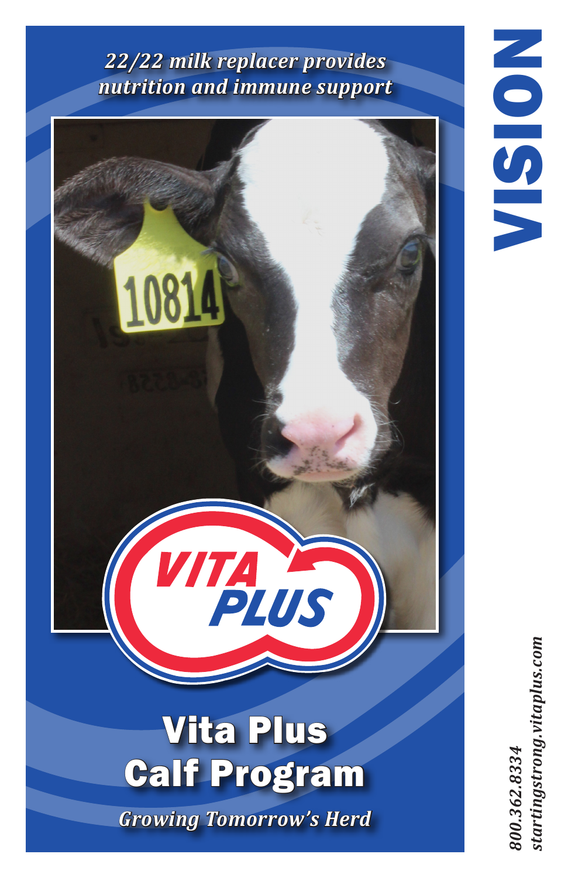*22/22 milk replacer provides nutrition and immune support*

# Vita Plus Calf Program

*Growing Tomorrow's Herd*

VISION

*800.362.8334*
*startingstrong.vitaplus.com*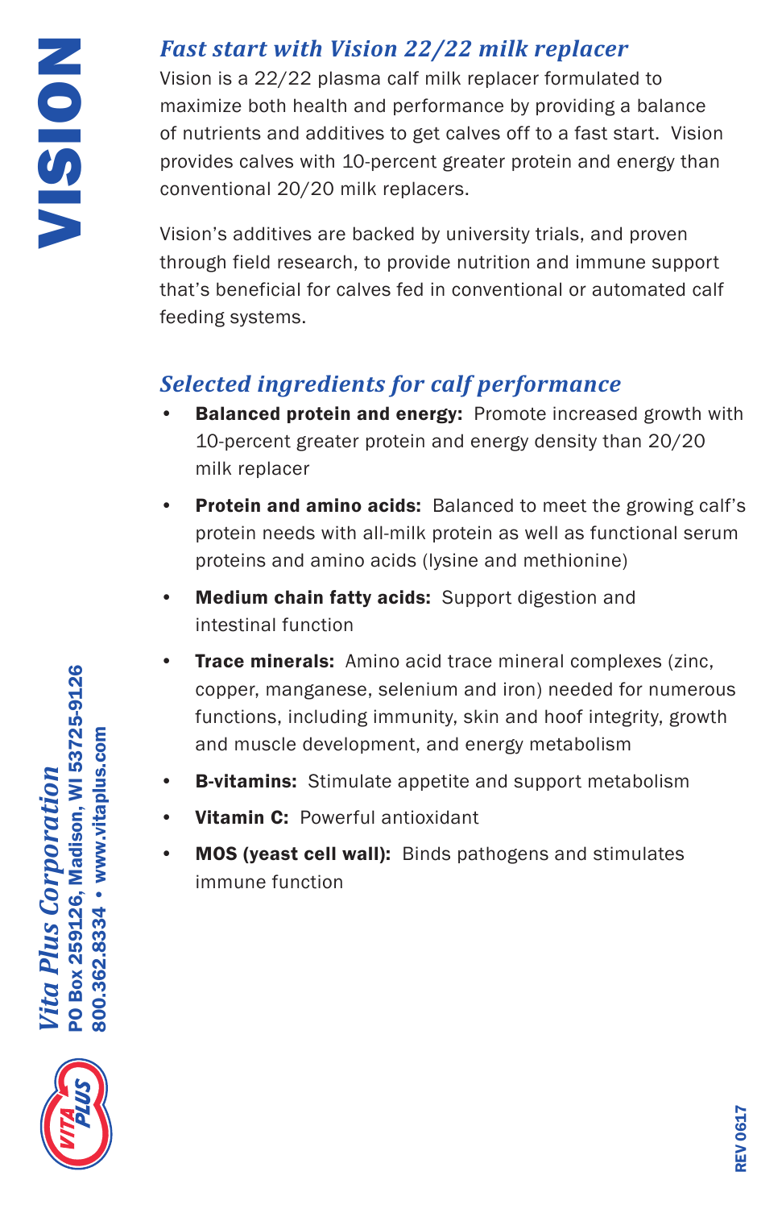# VISION

## *Fast start with Vision 22/22 milk replacer*

Vision is a 22/22 plasma calf milk replacer formulated to maximize both health and performance by providing a balance of nutrients and additives to get calves off to a fast start. Vision provides calves with 10-percent greater protein and energy than conventional 20/20 milk replacers.

Vision's additives are backed by university trials, and proven through field research, to provide nutrition and immune support that's beneficial for calves fed in conventional or automated calf feeding systems.

## *Selected ingredients for calf performance*

- **Balanced protein and energy:** Promote increased growth with 10-percent greater protein and energy density than 20/20 milk replacer
- **Protein and amino acids:** Balanced to meet the growing calf's protein needs with all-milk protein as well as functional serum proteins and amino acids (lysine and methionine)
- **Medium chain fatty acids:** Support digestion and intestinal function
- **Trace minerals:** Amino acid trace mineral complexes (zinc, copper, manganese, selenium and iron) needed for numerous functions, including immunity, skin and hoof integrity, growth and muscle development, and energy metabolism
- **B-vitamins:** Stimulate appetite and support metabolism
- **Vitamin C:** Powerful antioxidant
- **MOS (yeast cell wall):** Binds pathogens and stimulates immune function

*Vita Plus Corporation*
**PO Box 259126, Madison, WI 53725-9126**
**800.362.8334 • www.vitaplus.com**

REV 0617